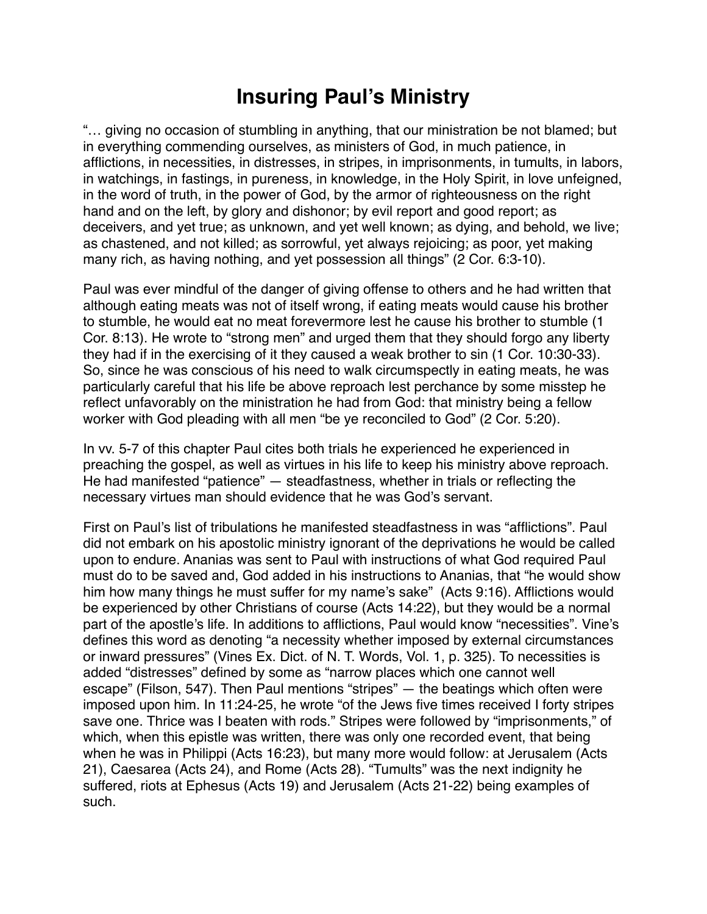# Insuring Paul's Ministry

"… giving no occasion of stumbling in anything, that our ministration be not blamed; but in everything commending ourselves, as ministers of God, in much patience, in afflictions, in necessities, in distresses, in stripes, in imprisonments, in tumults, in labors, in watchings, in fastings, in pureness, in knowledge, in the Holy Spirit, in love unfeigned, in the word of truth, in the power of God, by the armor of righteousness on the right hand and on the left, by glory and dishonor; by evil report and good report; as deceivers, and yet true; as unknown, and yet well known; as dying, and behold, we live; as chastened, and not killed; as sorrowful, yet always rejoicing; as poor, yet making many rich, as having nothing, and yet possession all things" (2 Cor. 6:3-10).

Paul was ever mindful of the danger of giving offense to others and he had written that although eating meats was not of itself wrong, if eating meats would cause his brother to stumble, he would eat no meat forevermore lest he cause his brother to stumble (1 Cor. 8:13). He wrote to "strong men" and urged them that they should forgo any liberty they had if in the exercising of it they caused a weak brother to sin (1 Cor. 10:30-33). So, since he was conscious of his need to walk circumspectly in eating meats, he was particularly careful that his life be above reproach lest perchance by some misstep he reflect unfavorably on the ministration he had from God: that ministry being a fellow worker with God pleading with all men "be ye reconciled to God" (2 Cor. 5:20).

In vv. 5-7 of this chapter Paul cites both trials he experienced he experienced in preaching the gospel, as well as virtues in his life to keep his ministry above reproach. He had manifested "patience" — steadfastness, whether in trials or reflecting the necessary virtues man should evidence that he was God's servant.

First on Paul's list of tribulations he manifested steadfastness in was "afflictions". Paul did not embark on his apostolic ministry ignorant of the deprivations he would be called upon to endure. Ananias was sent to Paul with instructions of what God required Paul must do to be saved and, God added in his instructions to Ananias, that "he would show him how many things he must suffer for my name's sake" (Acts 9:16). Afflictions would be experienced by other Christians of course (Acts 14:22), but they would be a normal part of the apostle's life. In additions to afflictions, Paul would know "necessities". Vine's defines this word as denoting "a necessity whether imposed by external circumstances or inward pressures" (Vines Ex. Dict. of N. T. Words, Vol. 1, p. 325). To necessities is added "distresses" defined by some as "narrow places which one cannot well escape" (Filson, 547). Then Paul mentions "stripes" — the beatings which often were imposed upon him. In 11:24-25, he wrote "of the Jews five times received I forty stripes save one. Thrice was I beaten with rods." Stripes were followed by "imprisonments," of which, when this epistle was written, there was only one recorded event, that being when he was in Philippi (Acts 16:23), but many more would follow: at Jerusalem (Acts 21), Caesarea (Acts 24), and Rome (Acts 28). "Tumults" was the next indignity he suffered, riots at Ephesus (Acts 19) and Jerusalem (Acts 21-22) being examples of such.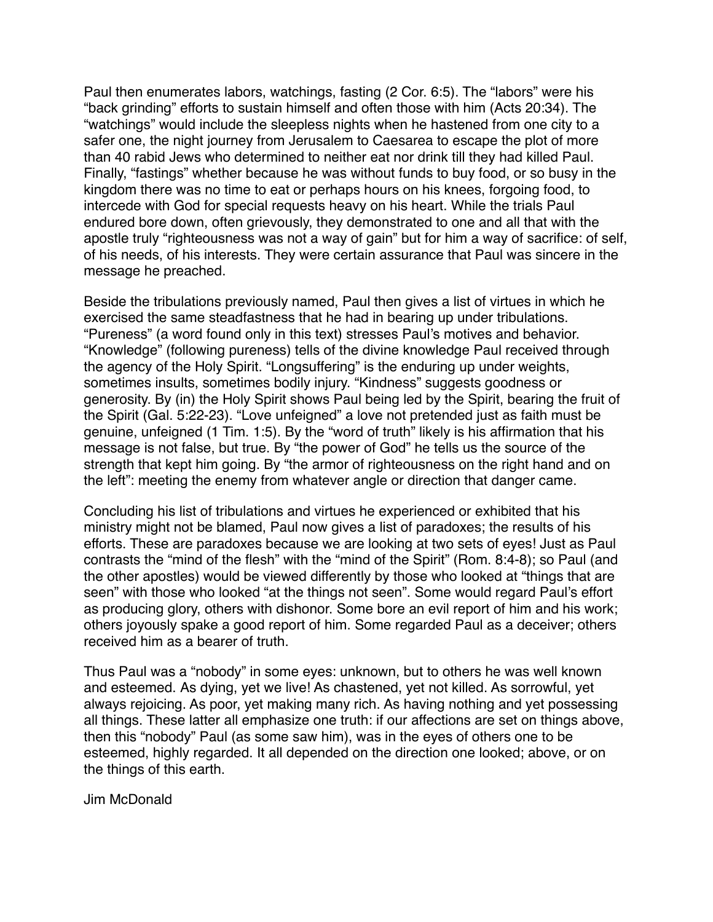Paul then enumerates labors, watchings, fasting (2 Cor. 6:5). The "labors" were his "back grinding" efforts to sustain himself and often those with him (Acts 20:34). The "watchings" would include the sleepless nights when he hastened from one city to a safer one, the night journey from Jerusalem to Caesarea to escape the plot of more than 40 rabid Jews who determined to neither eat nor drink till they had killed Paul. Finally, "fastings" whether because he was without funds to buy food, or so busy in the kingdom there was no time to eat or perhaps hours on his knees, forgoing food, to intercede with God for special requests heavy on his heart. While the trials Paul endured bore down, often grievously, they demonstrated to one and all that with the apostle truly "righteousness was not a way of gain" but for him a way of sacrifice: of self, of his needs, of his interests. They were certain assurance that Paul was sincere in the message he preached.

Beside the tribulations previously named, Paul then gives a list of virtues in which he exercised the same steadfastness that he had in bearing up under tribulations. "Pureness" (a word found only in this text) stresses Paul's motives and behavior. "Knowledge" (following pureness) tells of the divine knowledge Paul received through the agency of the Holy Spirit. "Longsuffering" is the enduring up under weights, sometimes insults, sometimes bodily injury. "Kindness" suggests goodness or generosity. By (in) the Holy Spirit shows Paul being led by the Spirit, bearing the fruit of the Spirit (Gal. 5:22-23). "Love unfeigned" a love not pretended just as faith must be genuine, unfeigned (1 Tim. 1:5). By the "word of truth" likely is his affirmation that his message is not false, but true. By "the power of God" he tells us the source of the strength that kept him going. By "the armor of righteousness on the right hand and on the left": meeting the enemy from whatever angle or direction that danger came.

Concluding his list of tribulations and virtues he experienced or exhibited that his ministry might not be blamed, Paul now gives a list of paradoxes; the results of his efforts. These are paradoxes because we are looking at two sets of eyes! Just as Paul contrasts the "mind of the flesh" with the "mind of the Spirit" (Rom. 8:4-8); so Paul (and the other apostles) would be viewed differently by those who looked at "things that are seen" with those who looked "at the things not seen". Some would regard Paul's effort as producing glory, others with dishonor. Some bore an evil report of him and his work; others joyously spake a good report of him. Some regarded Paul as a deceiver; others received him as a bearer of truth.

Thus Paul was a "nobody" in some eyes: unknown, but to others he was well known and esteemed. As dying, yet we live! As chastened, yet not killed. As sorrowful, yet always rejoicing. As poor, yet making many rich. As having nothing and yet possessing all things. These latter all emphasize one truth: if our affections are set on things above, then this "nobody" Paul (as some saw him), was in the eyes of others one to be esteemed, highly regarded. It all depended on the direction one looked; above, or on the things of this earth.

Jim McDonald